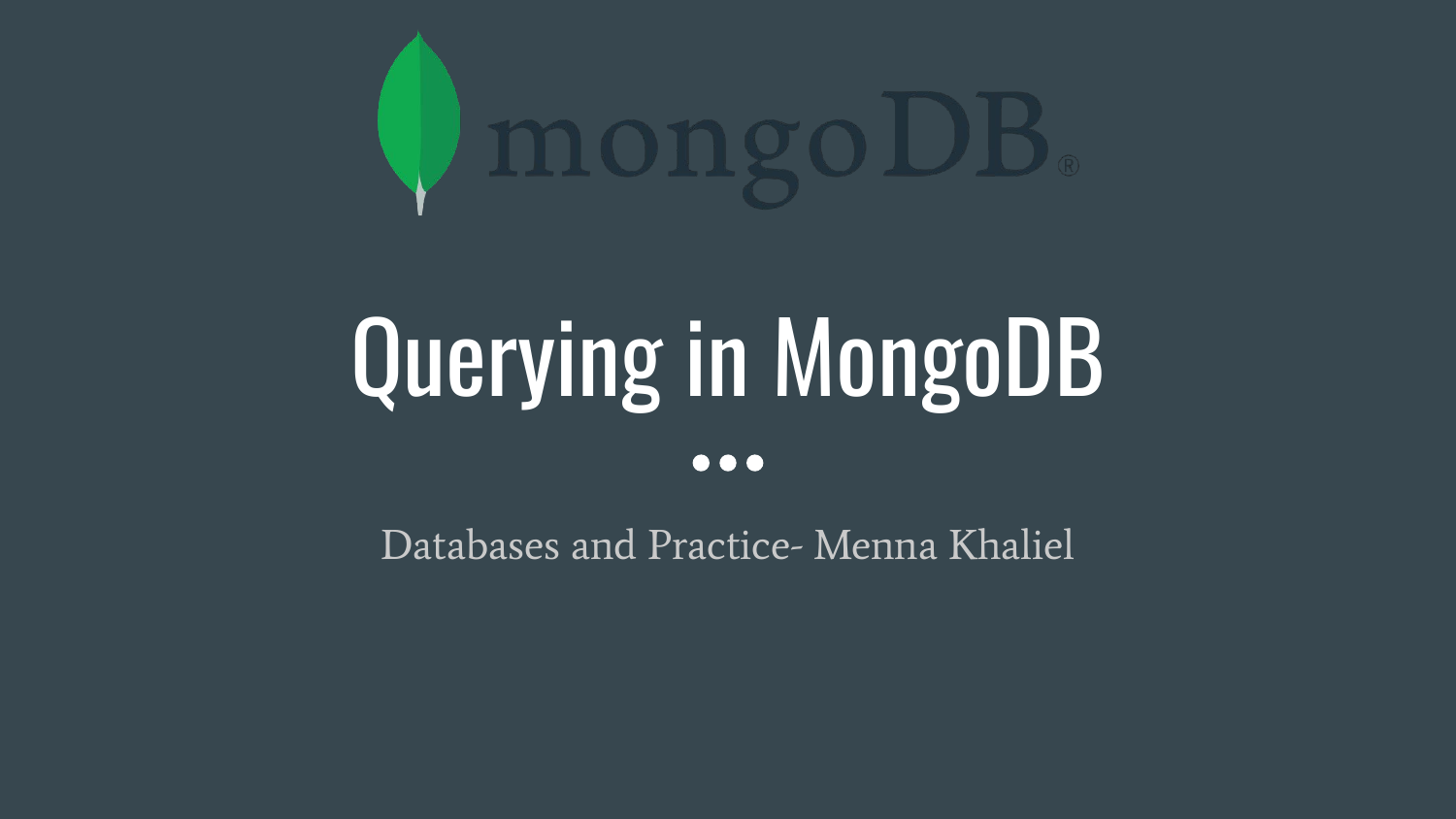# Querying in MongoDB

Databases and Practice- Menna Khaliel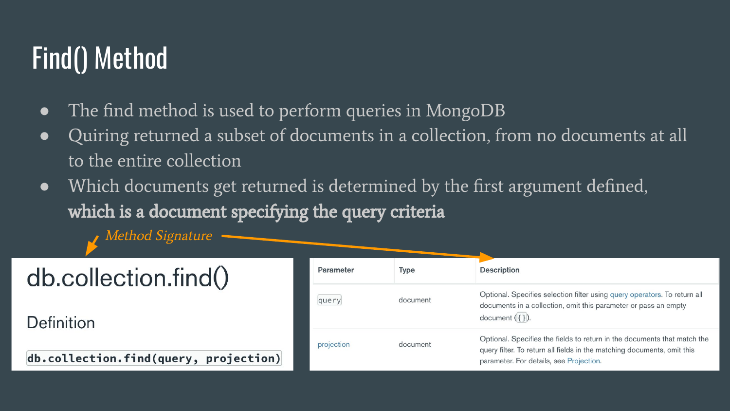# Find() Method

- The find method is used to perform queries in MongoDB
- Quiring returned a subset of documents in a collection, from no documents at all to the entire collection
- Which documents get returned is determined by the first argument defined, **which is a document specifying the query criteria**

*Method Signature*

## db.collection.find()

### Definition

```
db.collection.find(query, projection)
```

| Parameter | Type | Description |
|---|---|---|
| `query` | document | Optional. Specifies selection filter using query operators. To return all documents in a collection, omit this parameter or pass an empty document (`{}`). |
| projection | document | Optional. Specifies the fields to return in the documents that match the query filter. To return all fields in the matching documents, omit this parameter. For details, see Projection. |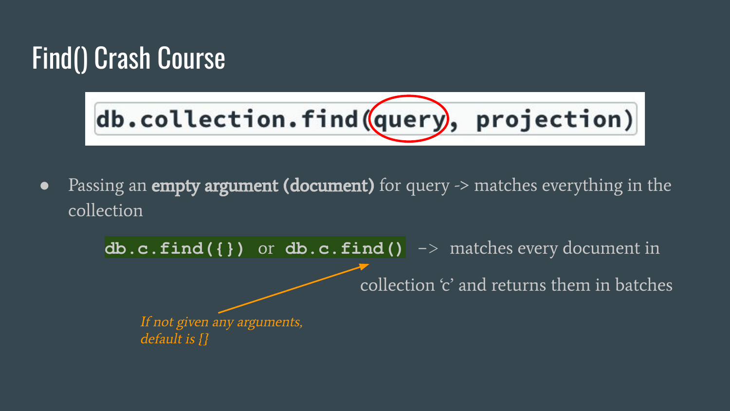# Find() Crash Course

```
db.collection.find(query, projection)
```

- Passing an **empty argument (document)** for query -> matches everything in the collection

`db.c.find({})` or `db.c.find()` -> matches every document in collection ‘c’ and returns them in batches

*If not given any arguments, default is {}*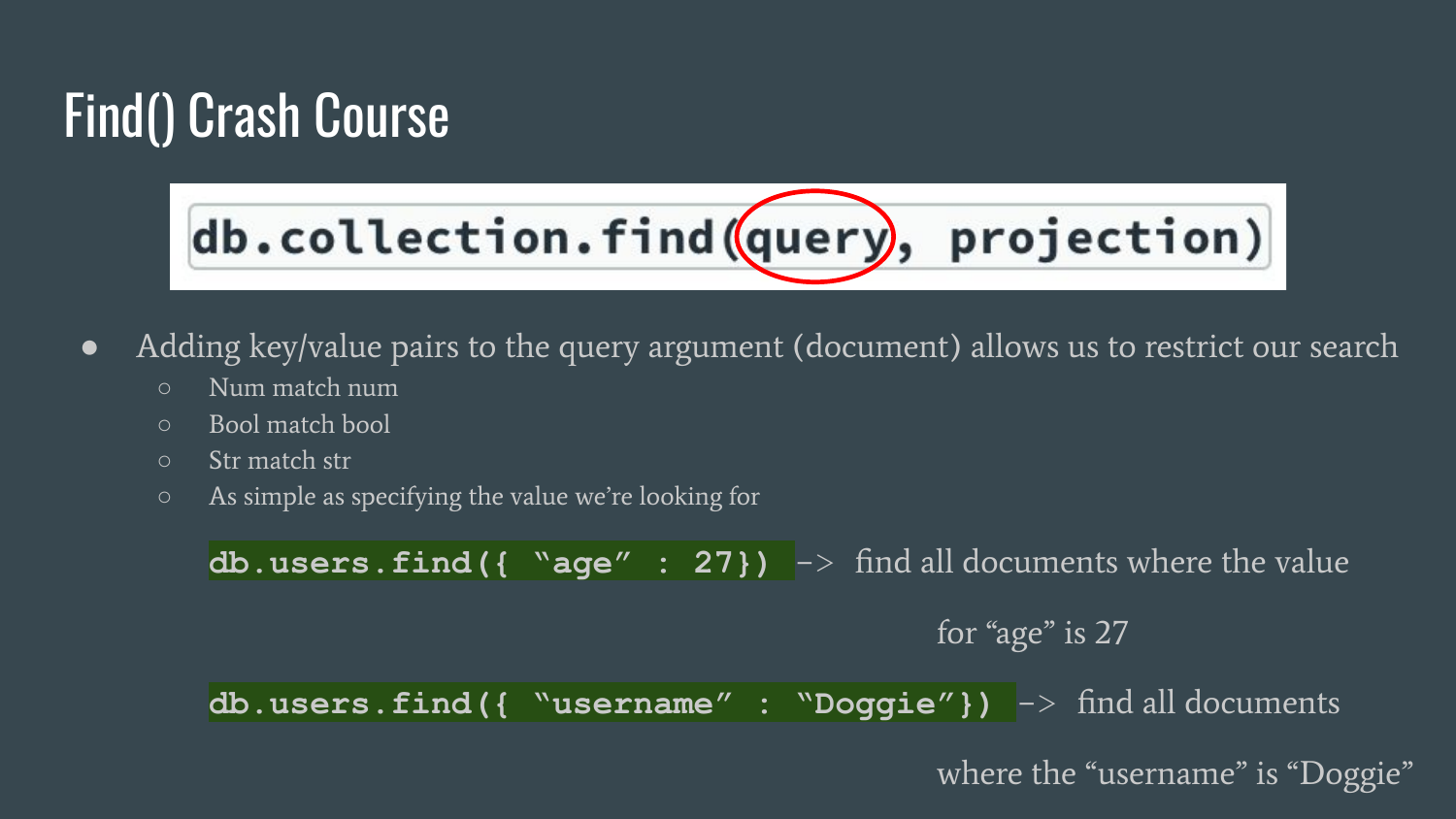# Find() Crash Course

```
db.collection.find(query, projection)
```

- Adding key/value pairs to the query argument (document) allows us to restrict our search
  - Num match num
  - Bool match bool
  - Str match str
  - As simple as specifying the value we're looking for

`db.users.find({ “age” : 27})` -> find all documents where the value for “age” is 27

`db.users.find({ “username” : “Doggie”})` -> find all documents where the “username” is “Doggie”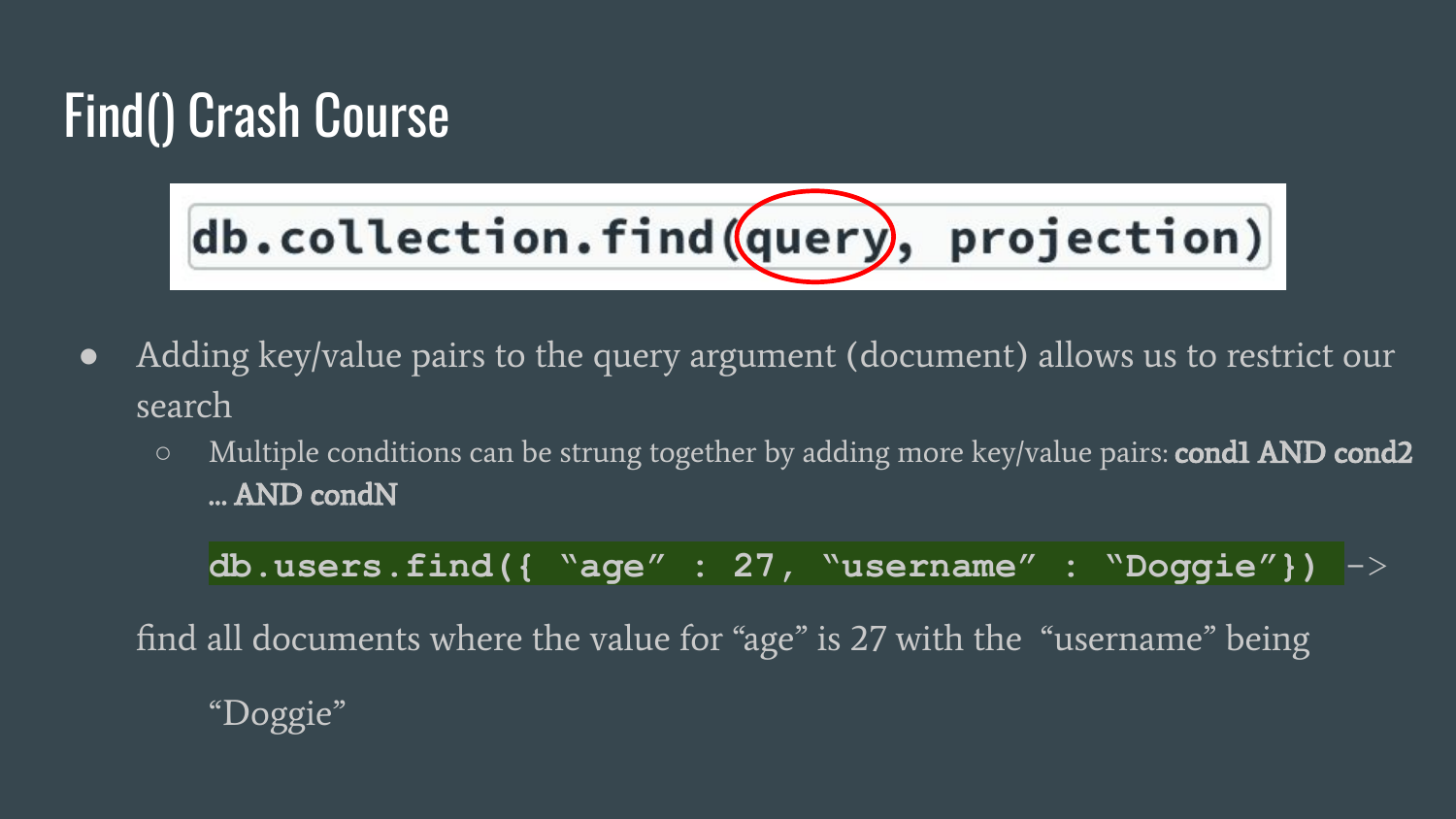# Find() Crash Course

```
db.collection.find(query, projection)
```

- Adding key/value pairs to the query argument (document) allows us to restrict our search
  - Multiple conditions can be strung together by adding more key/value pairs: **cond1 AND cond2 ... AND condN**

```
db.users.find({ "age" : 27, "username" : "Doggie"})
```

-> find all documents where the value for "age" is 27 with the "username" being "Doggie"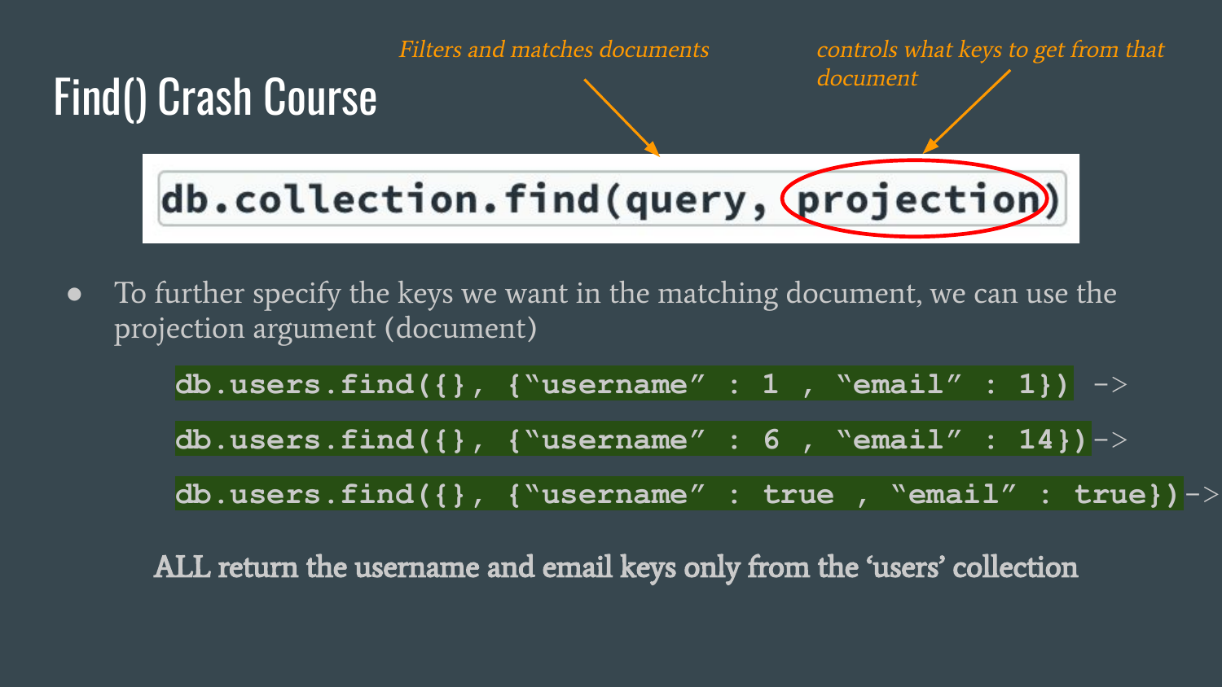# Find() Crash Course

*Filters and matches documents* → query

*controls what keys to get from that document* → projection

```
db.collection.find(query, projection)
```

- To further specify the keys we want in the matching document, we can use the projection argument (document)

```
db.users.find({}, {"username" : 1 , "email" : 1}) ->
db.users.find({}, {"username" : 6 , "email" : 14})->
db.users.find({}, {"username" : true , "email" : true})->
```

ALL return the username and email keys only from the 'users' collection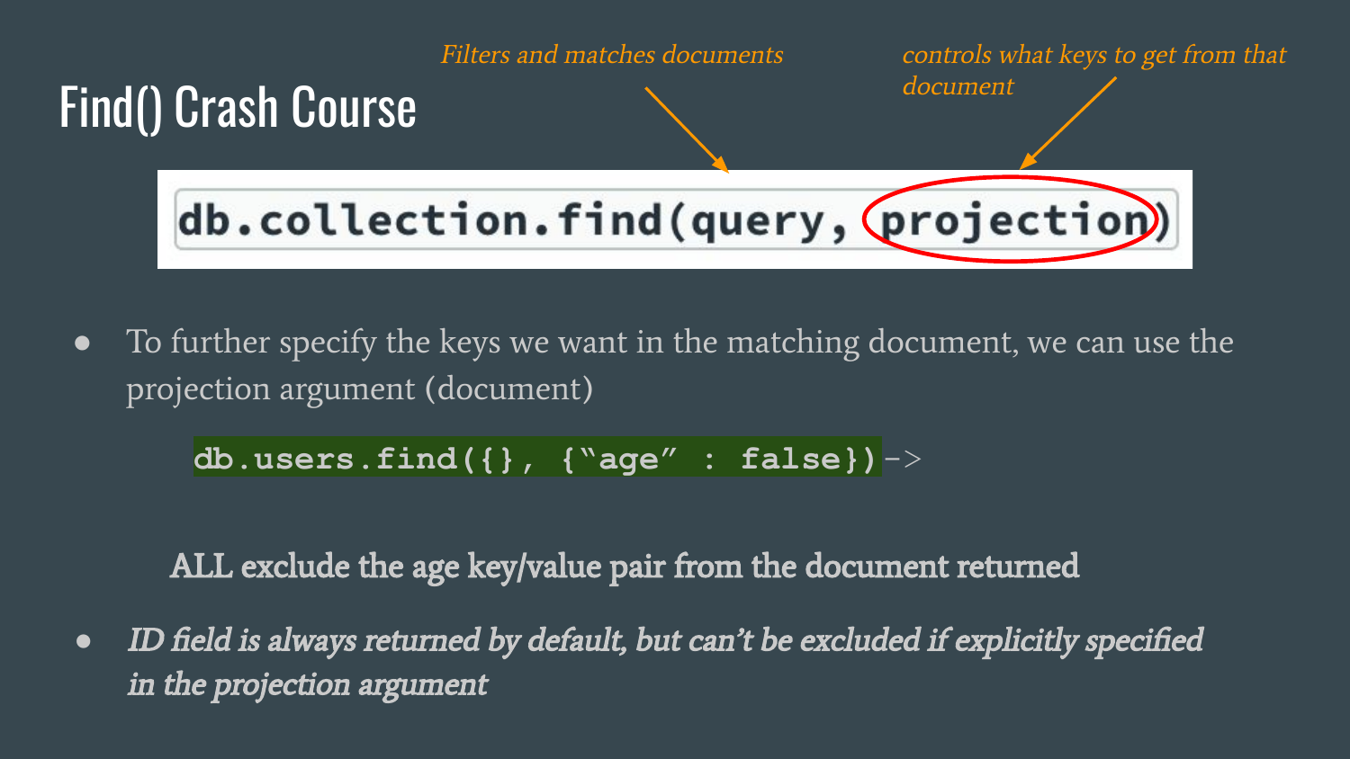# Find() Crash Course

*Filters and matches documents*

*controls what keys to get from that document*

```
db.collection.find(query, projection)
```

- To further specify the keys we want in the matching document, we can use the projection argument (document)

```
db.users.find({}, {"age" : false})->
```

ALL exclude the age key/value pair from the document returned

- *ID field is always returned by default, but can't be excluded if explicitly specified in the projection argument*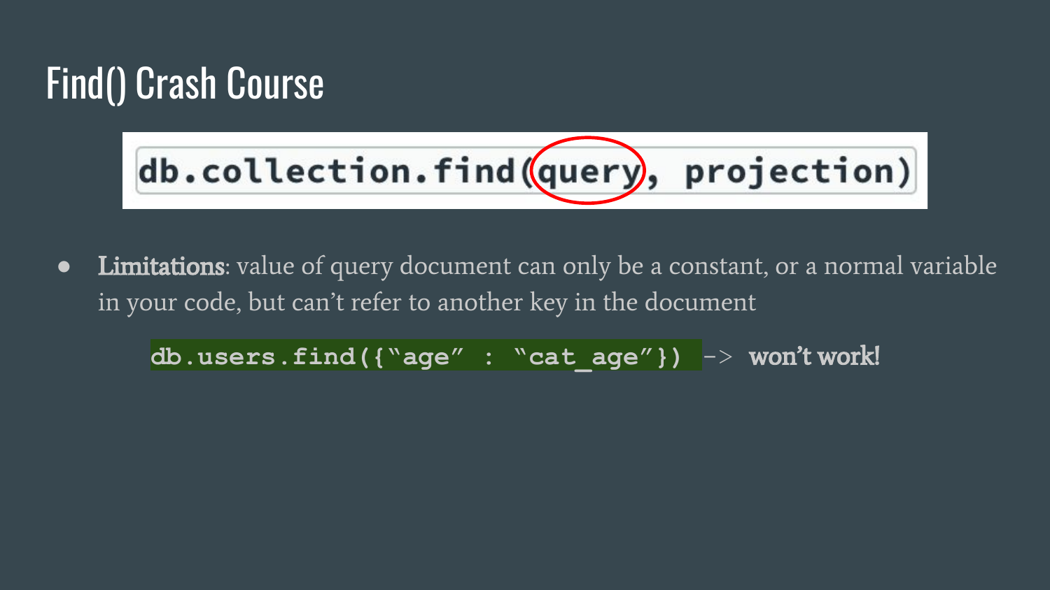# Find() Crash Course

```
db.collection.find(query, projection)
```

- **Limitations**: value of query document can only be a constant, or a normal variable in your code, but can't refer to another key in the document

  `db.users.find({"age" : "cat_age"})` -> **won't work!**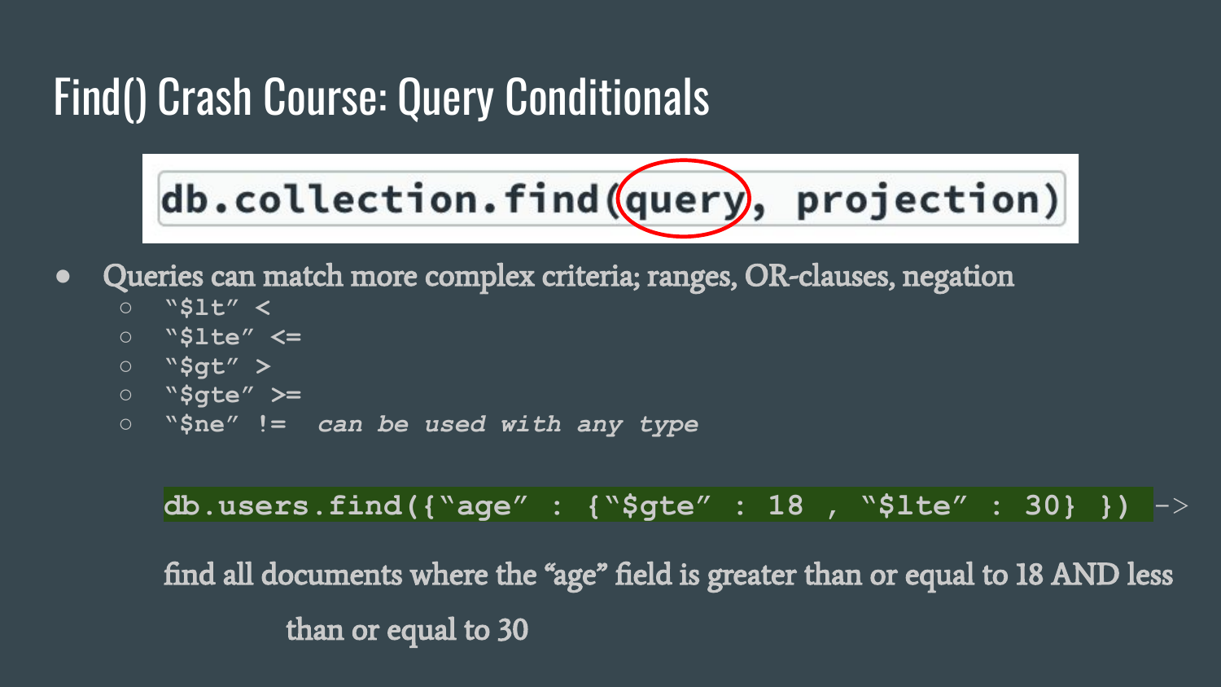# Find() Crash Course: Query Conditionals

```
db.collection.find(query, projection)
```

- Queries can match more complex criteria; ranges, OR-clauses, negation
  - `"$lt" <`
  - `"$lte" <=`
  - `"$gt" >`
  - `"$gte" >=`
  - `"$ne" !=` *can be used with any type*

```
db.users.find({"age" : {"$gte" : 18 , "$lte" : 30} })
```

-> find all documents where the "age" field is greater than or equal to 18 AND less than or equal to 30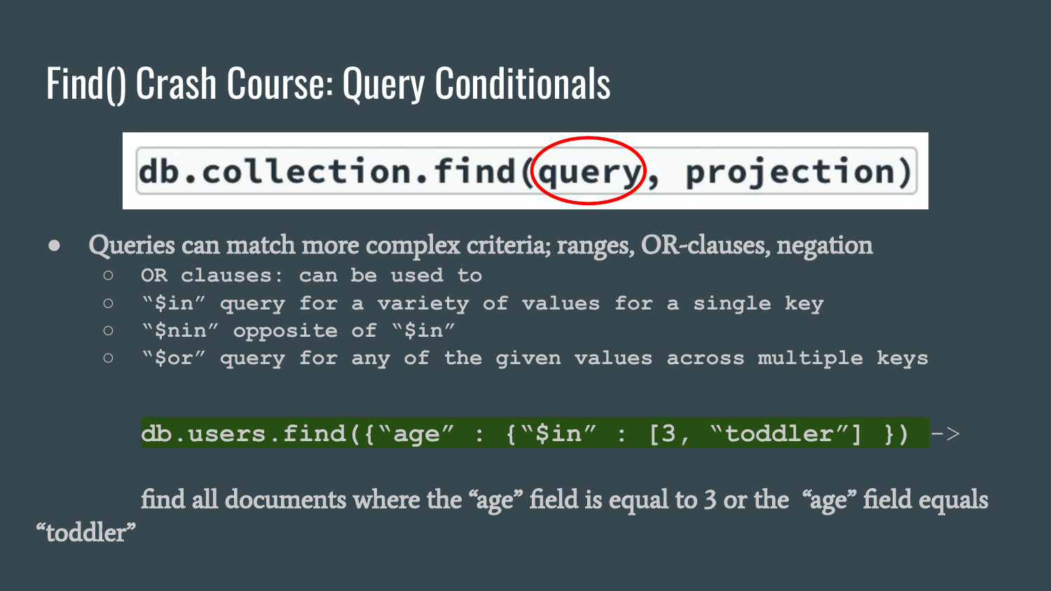# Find() Crash Course: Query Conditionals

```
db.collection.find(query, projection)
```

- Queries can match more complex criteria; ranges, OR-clauses, negation
  - OR clauses: can be used to
  - "$in" query for a variety of values for a single key
  - "$nin" opposite of "$in"
  - "$or" query for any of the given values across multiple keys

```
db.users.find({"age" : {"$in" : [3, "toddler"] }}) ->
```

find all documents where the "age" field is equal to 3 or the "age" field equals "toddler"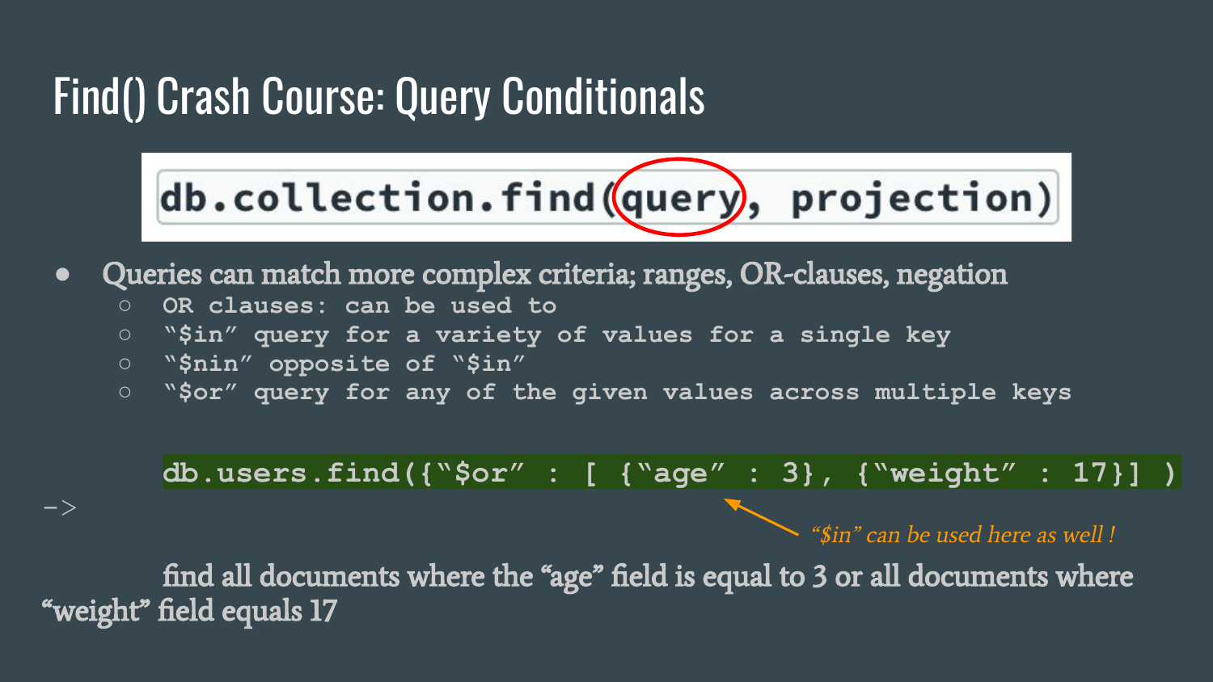# Find() Crash Course: Query Conditionals

```
db.collection.find(query, projection)
```

- Queries can match more complex criteria; ranges, OR-clauses, negation
  - OR clauses: can be used to
  - “$in” query for a variety of values for a single key
  - “$nin” opposite of “$in”
  - “$or” query for any of the given values across multiple keys

```
db.users.find({“$or” : [ {“age” : 3}, {“weight” : 17}] )
```

*“$in” can be used here as well !*

->

find all documents where the “age” field is equal to 3 or all documents where “weight” field equals 17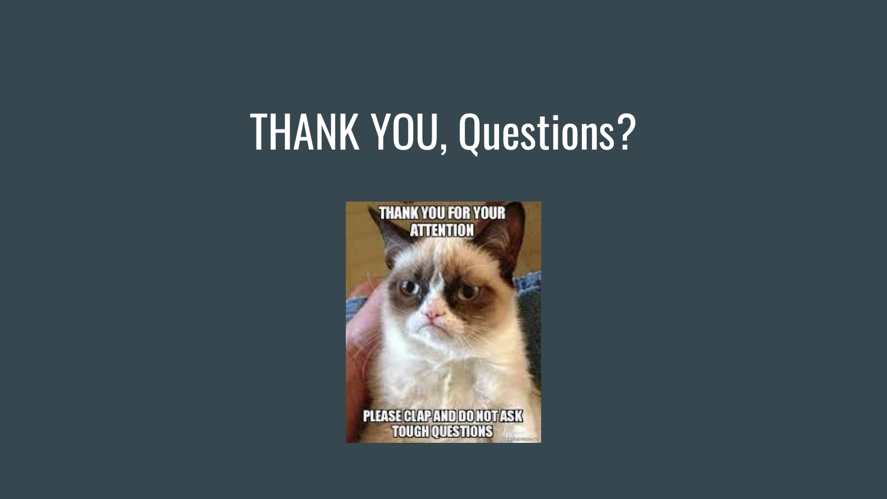# THANK YOU, Questions?

THANK YOU FOR YOUR ATTENTION

PLEASE CLAP AND DO NOT ASK TOUGH QUESTIONS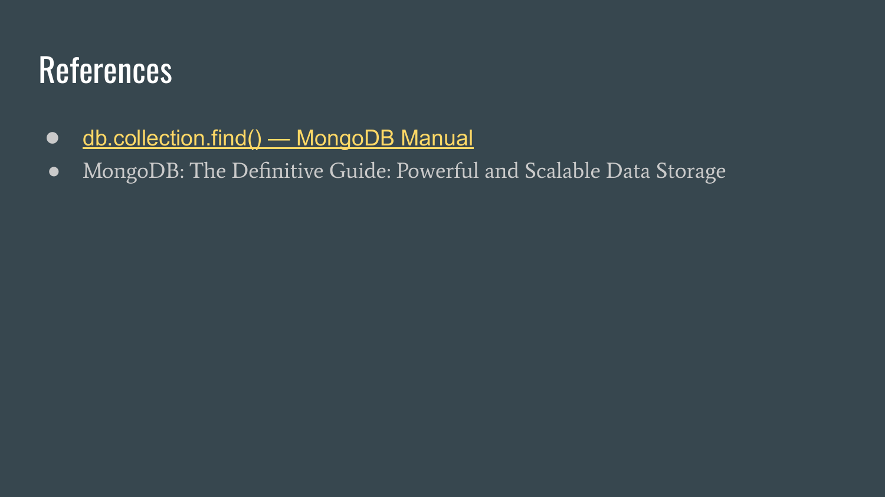# References

- db.collection.find() — MongoDB Manual
- MongoDB: The Definitive Guide: Powerful and Scalable Data Storage